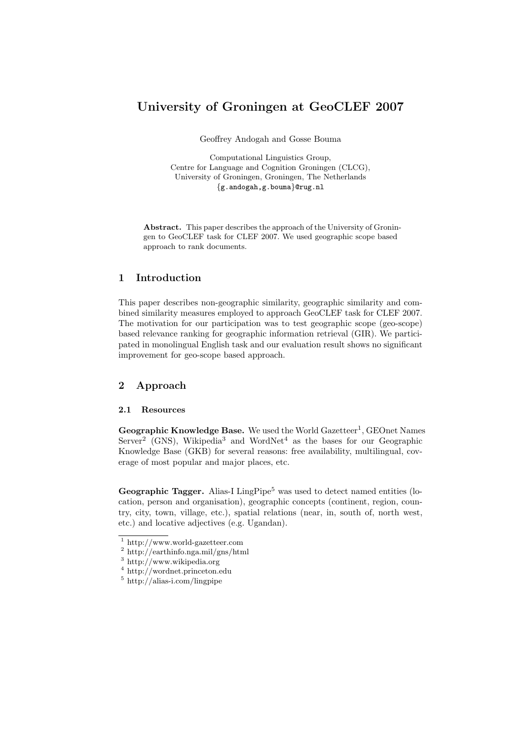# University of Groningen at GeoCLEF 2007

Geoffrey Andogah and Gosse Bouma

Computational Linguistics Group,
Centre for Language and Cognition Groningen (CLCG),
University of Groningen, Groningen, The Netherlands
{g.andogah,g.bouma}@rug.nl

**Abstract.** This paper describes the approach of the University of Groningen to GeoCLEF task for CLEF 2007. We used geographic scope based approach to rank documents.

## 1 Introduction

This paper describes non-geographic similarity, geographic similarity and combined similarity measures employed to approach GeoCLEF task for CLEF 2007. The motivation for our participation was to test geographic scope (geo-scope) based relevance ranking for geographic information retrieval (GIR). We participated in monolingual English task and our evaluation result shows no significant improvement for geo-scope based approach.

## 2 Approach

### 2.1 Resources

**Geographic Knowledge Base.** We used the World Gazetteer[1], GEOnet Names Server[2] (GNS), Wikipedia[3] and WordNet[4] as the bases for our Geographic Knowledge Base (GKB) for several reasons: free availability, multilingual, coverage of most popular and major places, etc.

**Geographic Tagger.** Alias-I LingPipe[5] was used to detect named entities (location, person and organisation), geographic concepts (continent, region, country, city, town, village, etc.), spatial relations (near, in, south of, north west, etc.) and locative adjectives (e.g. Ugandan).

---

[1] http://www.world-gazetteer.com
[2] http://earthinfo.nga.mil/gns/html
[3] http://www.wikipedia.org
[4] http://wordnet.princeton.edu
[5] http://alias-i.com/lingpipe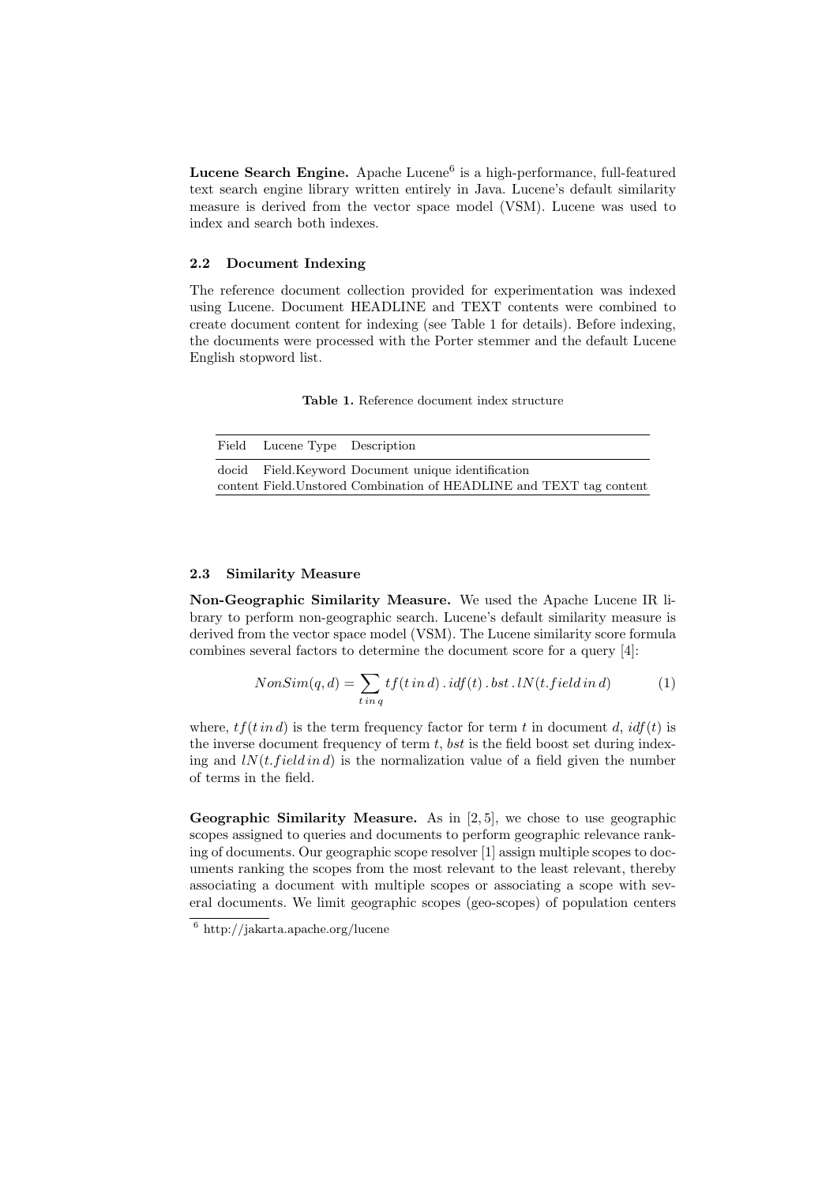**Lucene Search Engine.** Apache Lucene[6] is a high-performance, full-featured text search engine library written entirely in Java. Lucene's default similarity measure is derived from the vector space model (VSM). Lucene was used to index and search both indexes.

### 2.2 Document Indexing

The reference document collection provided for experimentation was indexed using Lucene. Document HEADLINE and TEXT contents were combined to create document content for indexing (see Table 1 for details). Before indexing, the documents were processed with the Porter stemmer and the default Lucene English stopword list.

**Table 1.** Reference document index structure

| Field | Lucene Type | Description |
|---|---|---|
| docid | Field.Keyword | Document unique identification |
| content | Field.Unstored | Combination of HEADLINE and TEXT tag content |

### 2.3 Similarity Measure

**Non-Geographic Similarity Measure.** We used the Apache Lucene IR library to perform non-geographic search. Lucene's default similarity measure is derived from the vector space model (VSM). The Lucene similarity score formula combines several factors to determine the document score for a query [4]:

$$NonSim(q, d) = \sum_{t\,in\,q} tf(t\,in\,d) \,.\, idf(t) \,.\, bst \,.\, lN(t.field\,in\,d) \tag{1}$$

where, $tf(t\,in\,d)$ is the term frequency factor for term $t$ in document $d$, $idf(t)$ is the inverse document frequency of term $t$, $bst$ is the field boost set during indexing and $lN(t.field\,in\,d)$ is the normalization value of a field given the number of terms in the field.

**Geographic Similarity Measure.** As in [2, 5], we chose to use geographic scopes assigned to queries and documents to perform geographic relevance ranking of documents. Our geographic scope resolver [1] assign multiple scopes to documents ranking the scopes from the most relevant to the least relevant, thereby associating a document with multiple scopes or associating a scope with several documents. We limit geographic scopes (geo-scopes) of population centers

[6] http://jakarta.apache.org/lucene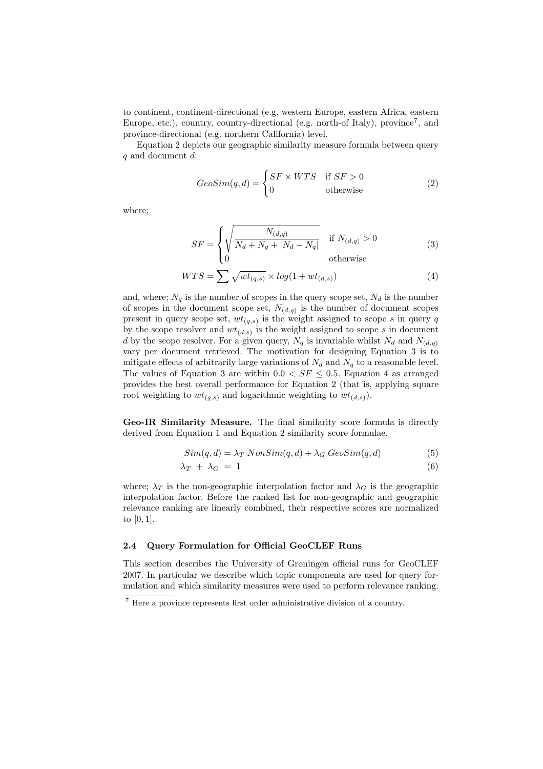to continent, continent-directional (e.g. western Europe, eastern Africa, eastern Europe, etc.), country, country-directional (e.g. north-of Italy), province[7], and province-directional (e.g. northern California) level.

Equation 2 depicts our geographic similarity measure formula between query $q$ and document $d$:

$$GeoSim(q,d) = \begin{cases} SF \times WTS & \text{if } SF > 0 \\ 0 & \text{otherwise} \end{cases} \tag{2}$$

where;

$$SF = \begin{cases} \sqrt{\dfrac{N_{(d,q)}}{N_d + N_q + |N_d - N_q|}} & \text{if } N_{(d,q)} > 0 \\ 0 & \text{otherwise} \end{cases} \tag{3}$$

$$WTS = \sum \sqrt{wt_{(q,s)}} \times log(1 + wt_{(d,s)}) \tag{4}$$

and, where; $N_q$ is the number of scopes in the query scope set, $N_d$ is the number of scopes in the document scope set, $N_{(d,q)}$ is the number of document scopes present in query scope set, $wt_{(q,s)}$ is the weight assigned to scope $s$ in query $q$ by the scope resolver and $wt_{(d,s)}$ is the weight assigned to scope $s$ in document $d$ by the scope resolver. For a given query, $N_q$ is invariable whilst $N_d$ and $N_{(d,q)}$ vary per document retrieved. The motivation for designing Equation 3 is to mitigate effects of arbitrarily large variations of $N_d$ and $N_q$ to a reasonable level. The values of Equation 3 are within $0.0 < SF \leq 0.5$. Equation 4 as arranged provides the best overall performance for Equation 2 (that is, applying square root weighting to $wt_{(q,s)}$ and logarithmic weighting to $wt_{(d,s)}$).

**Geo-IR Similarity Measure.** The final similarity score formula is directly derived from Equation 1 and Equation 2 similarity score formulae.

$$Sim(q,d) = \lambda_T \; NonSim(q,d) + \lambda_G \; GeoSim(q,d) \tag{5}$$

$$\lambda_T \; + \; \lambda_G \; = \; 1 \tag{6}$$

where; $\lambda_T$ is the non-geographic interpolation factor and $\lambda_G$ is the geographic interpolation factor. Before the ranked list for non-geographic and geographic relevance ranking are linearly combined, their respective scores are normalized to $[0, 1]$.

### 2.4 Query Formulation for Official GeoCLEF Runs

This section describes the University of Groningen official runs for GeoCLEF 2007. In particular we describe which topic components are used for query formulation and which similarity measures were used to perform relevance ranking.

[7] Here a province represents first order administrative division of a country.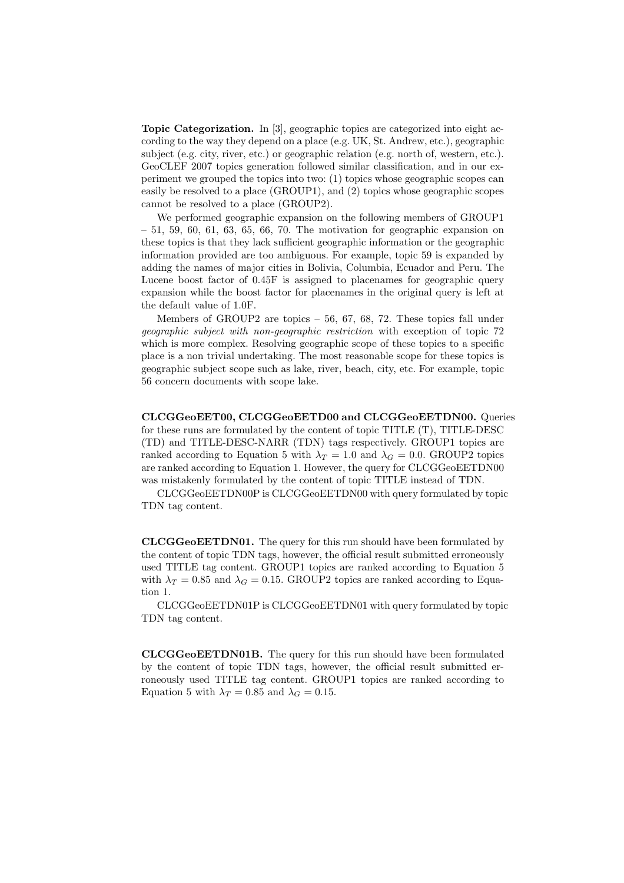**Topic Categorization.** In [3], geographic topics are categorized into eight according to the way they depend on a place (e.g. UK, St. Andrew, etc.), geographic subject (e.g. city, river, etc.) or geographic relation (e.g. north of, western, etc.). GeoCLEF 2007 topics generation followed similar classification, and in our experiment we grouped the topics into two: (1) topics whose geographic scopes can easily be resolved to a place (GROUP1), and (2) topics whose geographic scopes cannot be resolved to a place (GROUP2).

We performed geographic expansion on the following members of GROUP1 – 51, 59, 60, 61, 63, 65, 66, 70. The motivation for geographic expansion on these topics is that they lack sufficient geographic information or the geographic information provided are too ambiguous. For example, topic 59 is expanded by adding the names of major cities in Bolivia, Columbia, Ecuador and Peru. The Lucene boost factor of 0.45F is assigned to placenames for geographic query expansion while the boost factor for placenames in the original query is left at the default value of 1.0F.

Members of GROUP2 are topics – 56, 67, 68, 72. These topics fall under *geographic subject with non-geographic restriction* with exception of topic 72 which is more complex. Resolving geographic scope of these topics to a specific place is a non trivial undertaking. The most reasonable scope for these topics is geographic subject scope such as lake, river, beach, city, etc. For example, topic 56 concern documents with scope lake.

**CLCGGeoEET00, CLCGGeoEETD00 and CLCGGeoEETDN00.** Queries for these runs are formulated by the content of topic TITLE (T), TITLE-DESC (TD) and TITLE-DESC-NARR (TDN) tags respectively. GROUP1 topics are ranked according to Equation 5 with $\lambda_T = 1.0$ and $\lambda_G = 0.0$. GROUP2 topics are ranked according to Equation 1. However, the query for CLCGGeoEETDN00 was mistakenly formulated by the content of topic TITLE instead of TDN.

CLCGGeoEETDN00P is CLCGGeoEETDN00 with query formulated by topic TDN tag content.

**CLCGGeoEETDN01.** The query for this run should have been formulated by the content of topic TDN tags, however, the official result submitted erroneously used TITLE tag content. GROUP1 topics are ranked according to Equation 5 with $\lambda_T = 0.85$ and $\lambda_G = 0.15$. GROUP2 topics are ranked according to Equation 1.

CLCGGeoEETDN01P is CLCGGeoEETDN01 with query formulated by topic TDN tag content.

**CLCGGeoEETDN01B.** The query for this run should have been formulated by the content of topic TDN tags, however, the official result submitted erroneously used TITLE tag content. GROUP1 topics are ranked according to Equation 5 with $\lambda_T = 0.85$ and $\lambda_G = 0.15$.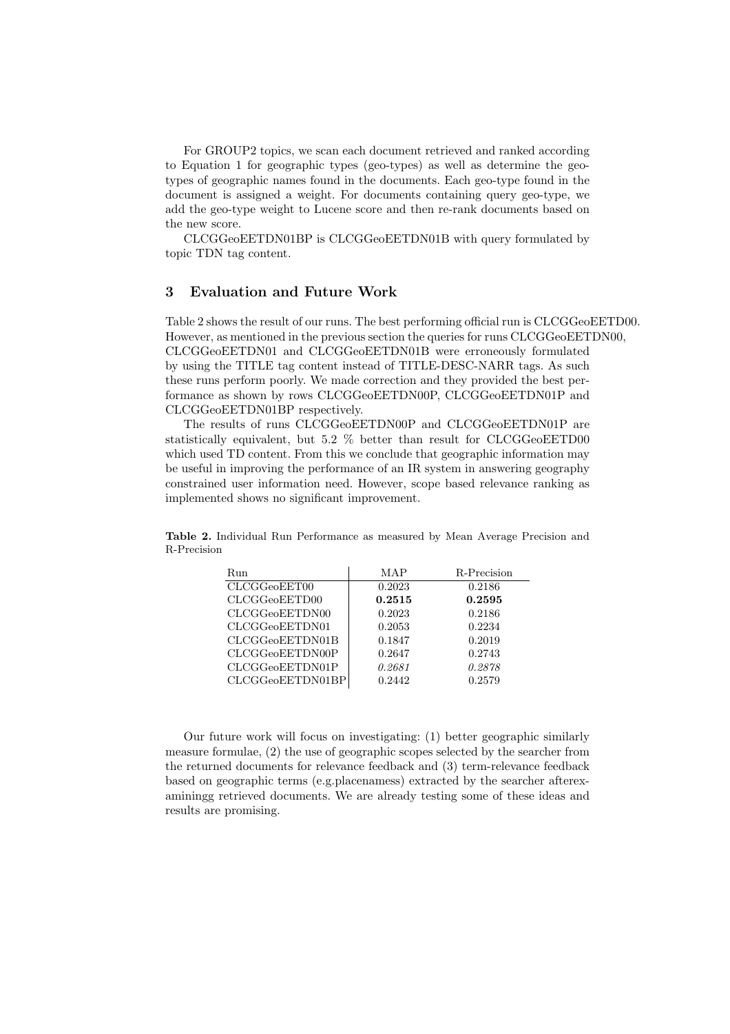For GROUP2 topics, we scan each document retrieved and ranked according to Equation 1 for geographic types (geo-types) as well as determine the geo-types of geographic names found in the documents. Each geo-type found in the document is assigned a weight. For documents containing query geo-type, we add the geo-type weight to Lucene score and then re-rank documents based on the new score.

CLCGGeoEETDN01BP is CLCGGeoEETDN01B with query formulated by topic TDN tag content.

## 3 Evaluation and Future Work

Table 2 shows the result of our runs. The best performing official run is CLCGGeoEETD00. However, as mentioned in the previous section the queries for runs CLCGGeoEETDN00, CLCGGeoEETDN01 and CLCGGeoEETDN01B were erroneously formulated by using the TITLE tag content instead of TITLE-DESC-NARR tags. As such these runs perform poorly. We made correction and they provided the best performance as shown by rows CLCGGeoEETDN00P, CLCGGeoEETDN01P and CLCGGeoEETDN01BP respectively.

The results of runs CLCGGeoEETDN00P and CLCGGeoEETDN01P are statistically equivalent, but 5.2 % better than result for CLCGGeoEETD00 which used TD content. From this we conclude that geographic information may be useful in improving the performance of an IR system in answering geography constrained user information need. However, scope based relevance ranking as implemented shows no significant improvement.

**Table 2.** Individual Run Performance as measured by Mean Average Precision and R-Precision

| Run | MAP | R-Precision |
|---|---|---|
| CLCGGeoEET00 | 0.2023 | 0.2186 |
| CLCGGeoEETD00 | **0.2515** | **0.2595** |
| CLCGGeoEETDN00 | 0.2023 | 0.2186 |
| CLCGGeoEETDN01 | 0.2053 | 0.2234 |
| CLCGGeoEETDN01B | 0.1847 | 0.2019 |
| CLCGGeoEETDN00P | 0.2647 | 0.2743 |
| CLCGGeoEETDN01P | *0.2681* | *0.2878* |
| CLCGGeoEETDN01BP | 0.2442 | 0.2579 |

Our future work will focus on investigating: (1) better geographic similarly measure formulae, (2) the use of geographic scopes selected by the searcher from the returned documents for relevance feedback and (3) term-relevance feedback based on geographic terms (e.g.placenamess) extracted by the searcher afterexaminingg retrieved documents. We are already testing some of these ideas and results are promising.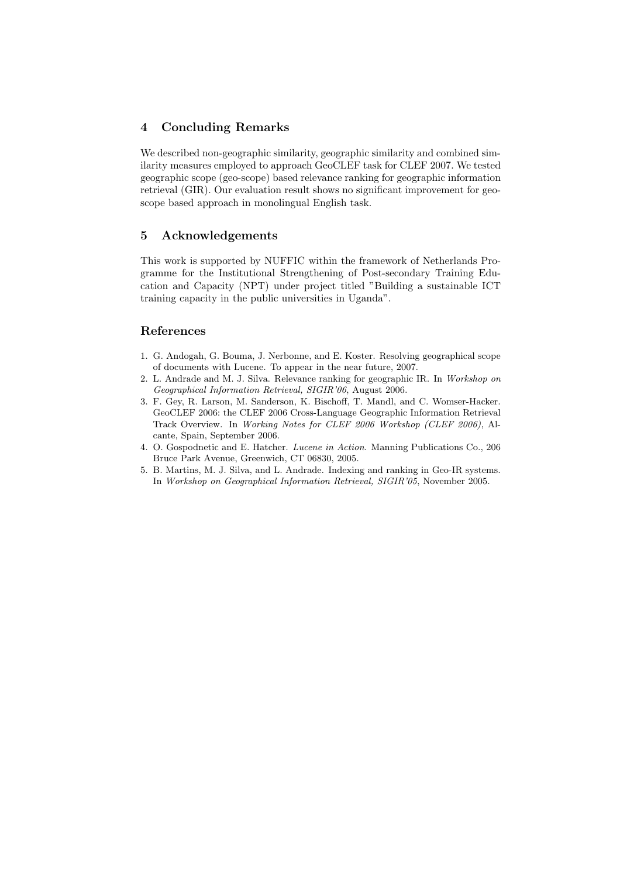## 4 Concluding Remarks

We described non-geographic similarity, geographic similarity and combined similarity measures employed to approach GeoCLEF task for CLEF 2007. We tested geographic scope (geo-scope) based relevance ranking for geographic information retrieval (GIR). Our evaluation result shows no significant improvement for geo-scope based approach in monolingual English task.

## 5 Acknowledgements

This work is supported by NUFFIC within the framework of Netherlands Programme for the Institutional Strengthening of Post-secondary Training Education and Capacity (NPT) under project titled "Building a sustainable ICT training capacity in the public universities in Uganda".

## References

1. G. Andogah, G. Bouma, J. Nerbonne, and E. Koster. Resolving geographical scope of documents with Lucene. To appear in the near future, 2007.
2. L. Andrade and M. J. Silva. Relevance ranking for geographic IR. In *Workshop on Geographical Information Retrieval, SIGIR'06*, August 2006.
3. F. Gey, R. Larson, M. Sanderson, K. Bischoff, T. Mandl, and C. Womser-Hacker. GeoCLEF 2006: the CLEF 2006 Cross-Language Geographic Information Retrieval Track Overview. In *Working Notes for CLEF 2006 Workshop (CLEF 2006)*, Alcante, Spain, September 2006.
4. O. Gospodnetic and E. Hatcher. *Lucene in Action*. Manning Publications Co., 206 Bruce Park Avenue, Greenwich, CT 06830, 2005.
5. B. Martins, M. J. Silva, and L. Andrade. Indexing and ranking in Geo-IR systems. In *Workshop on Geographical Information Retrieval, SIGIR'05*, November 2005.